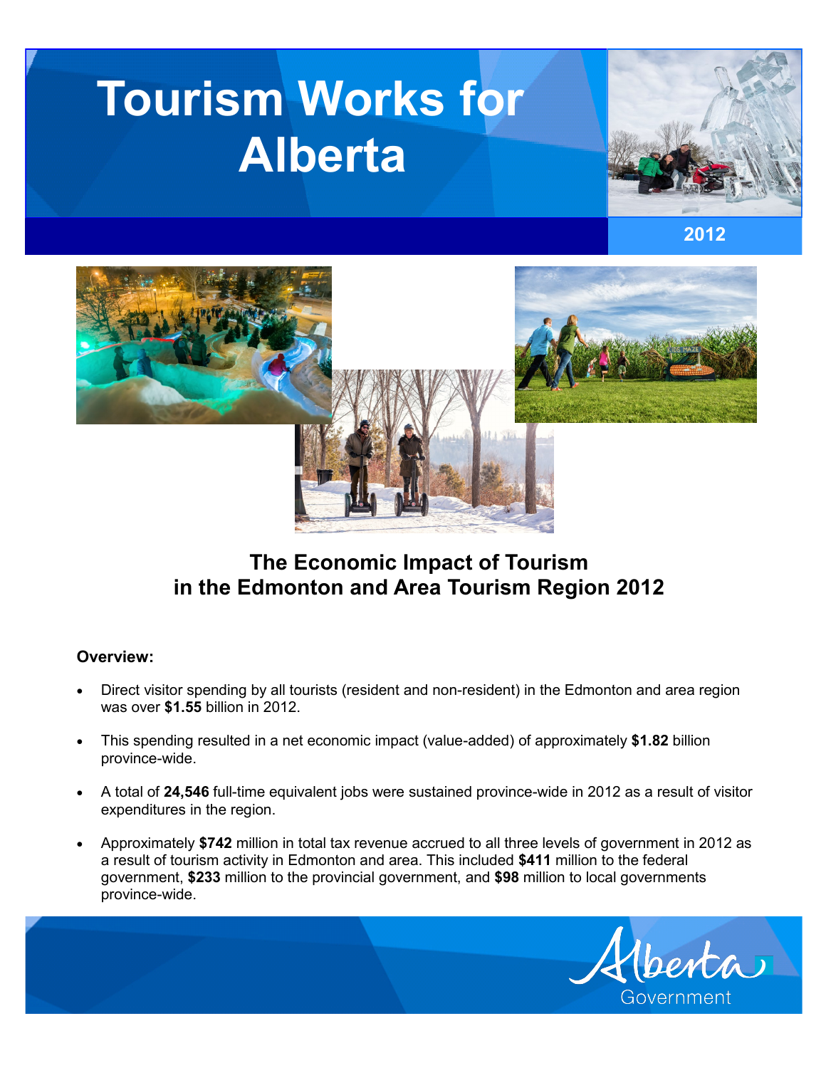# Tourism Works for Alberta

2012

## The Economic Impact of Tourism in the Edmonton and Area Tourism Region 2012

**Overview:**

- Direct visitor spending by all tourists (resident and non-resident) in the Edmonton and area region was over **$1.55** billion in 2012.
- This spending resulted in a net economic impact (value-added) of approximately **$1.82** billion province-wide.
- A total of **24,546** full-time equivalent jobs were sustained province-wide in 2012 as a result of visitor expenditures in the region.
- Approximately **$742** million in total tax revenue accrued to all three levels of government in 2012 as a result of tourism activity in Edmonton and area. This included **$411** million to the federal government, **$233** million to the provincial government, and **$98** million to local governments province-wide.

Alberta Government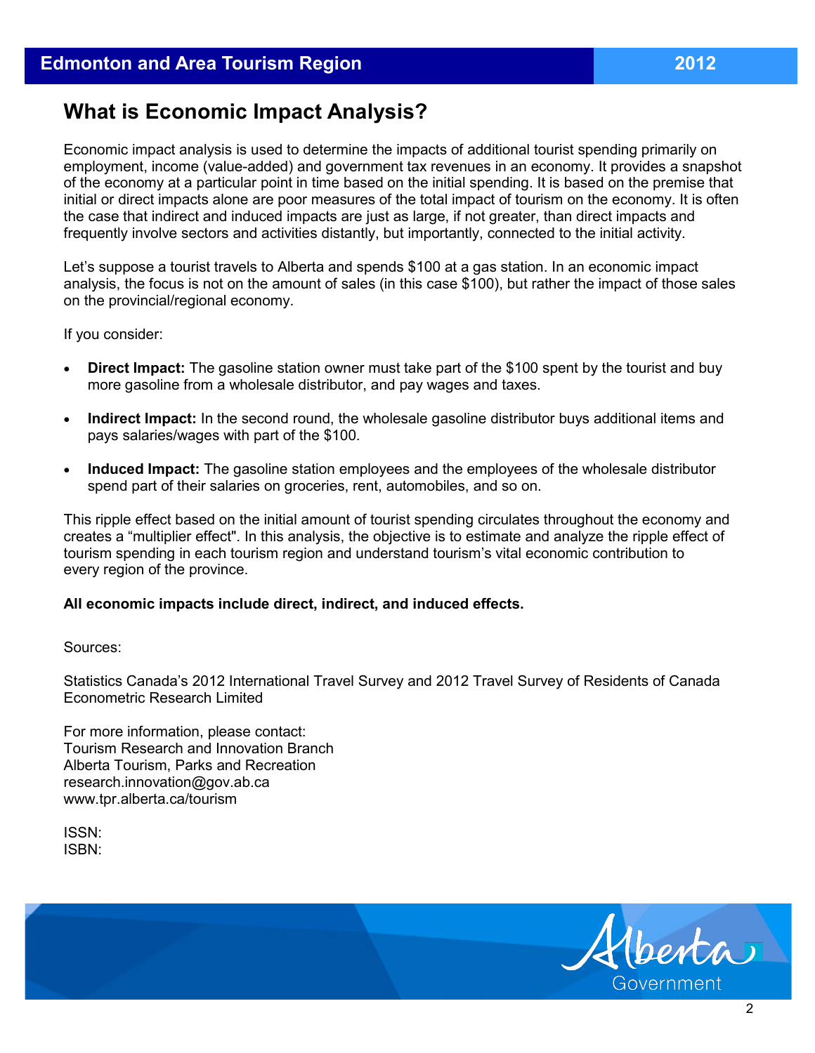# What is Economic Impact Analysis?

Economic impact analysis is used to determine the impacts of additional tourist spending primarily on employment, income (value-added) and government tax revenues in an economy. It provides a snapshot of the economy at a particular point in time based on the initial spending. It is based on the premise that initial or direct impacts alone are poor measures of the total impact of tourism on the economy. It is often the case that indirect and induced impacts are just as large, if not greater, than direct impacts and frequently involve sectors and activities distantly, but importantly, connected to the initial activity.

Let's suppose a tourist travels to Alberta and spends $100 at a gas station. In an economic impact analysis, the focus is not on the amount of sales (in this case $100), but rather the impact of those sales on the provincial/regional economy.

If you consider:

- **Direct Impact:** The gasoline station owner must take part of the $100 spent by the tourist and buy more gasoline from a wholesale distributor, and pay wages and taxes.
- **Indirect Impact:** In the second round, the wholesale gasoline distributor buys additional items and pays salaries/wages with part of the $100.
- **Induced Impact:** The gasoline station employees and the employees of the wholesale distributor spend part of their salaries on groceries, rent, automobiles, and so on.

This ripple effect based on the initial amount of tourist spending circulates throughout the economy and creates a "multiplier effect". In this analysis, the objective is to estimate and analyze the ripple effect of tourism spending in each tourism region and understand tourism's vital economic contribution to every region of the province.

**All economic impacts include direct, indirect, and induced effects.**

Sources:

Statistics Canada's 2012 International Travel Survey and 2012 Travel Survey of Residents of Canada
Econometric Research Limited

For more information, please contact:
Tourism Research and Innovation Branch
Alberta Tourism, Parks and Recreation
research.innovation@gov.ab.ca
www.tpr.alberta.ca/tourism

ISSN:
ISBN: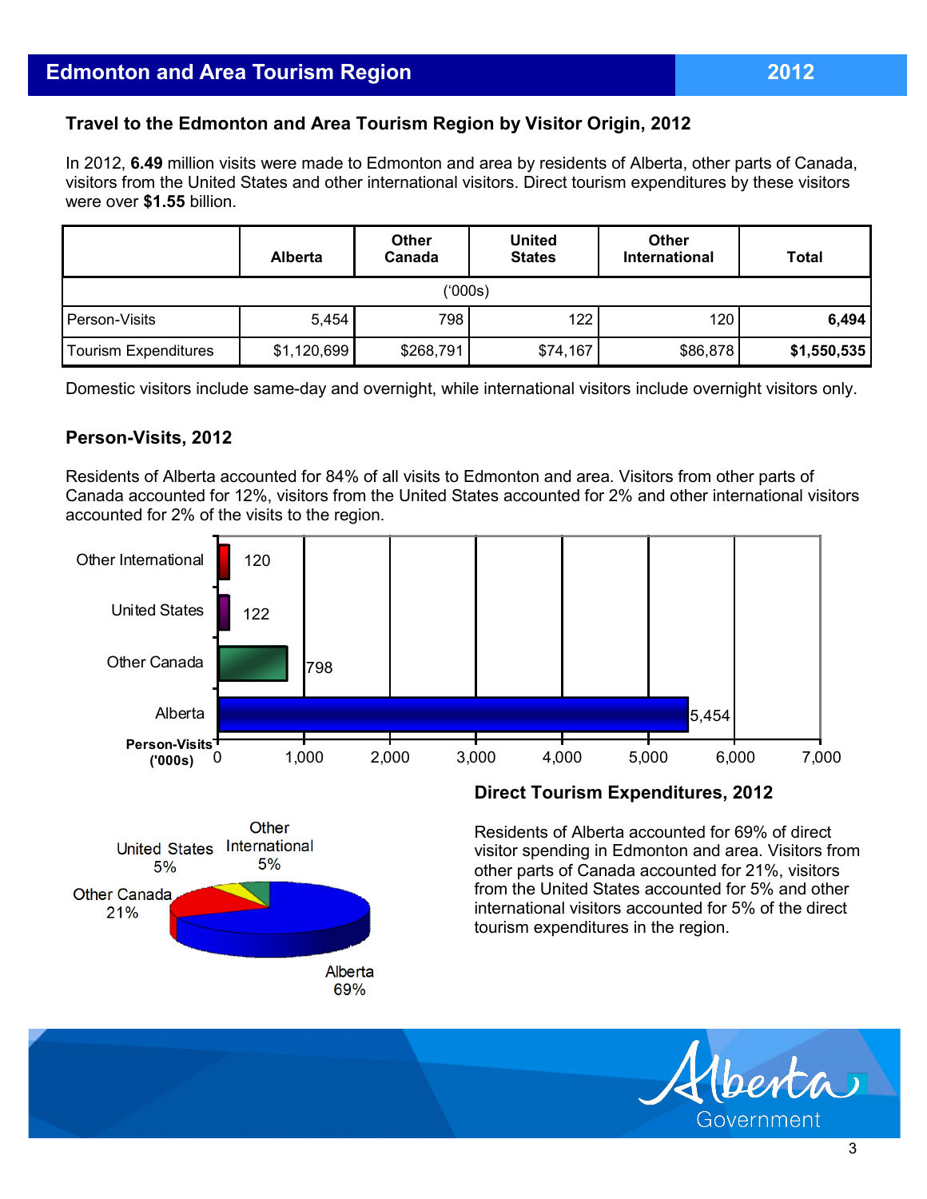## Edmonton and Area Tourism Region — 2012

### Travel to the Edmonton and Area Tourism Region by Visitor Origin, 2012

In 2012, **6.49** million visits were made to Edmonton and area by residents of Alberta, other parts of Canada, visitors from the United States and other international visitors. Direct tourism expenditures by these visitors were over **$1.55** billion.

| | Alberta | Other Canada | United States | Other International | Total |
|---|---|---|---|---|---|
| | | | ('000s) | | |
| Person-Visits | 5,454 | 798 | 122 | 120 | **6,494** |
| Tourism Expenditures | $1,120,699 | $268,791 | $74,167 | $86,878 | **$1,550,535** |

Domestic visitors include same-day and overnight, while international visitors include overnight visitors only.

### Person-Visits, 2012

Residents of Alberta accounted for 84% of all visits to Edmonton and area. Visitors from other parts of Canada accounted for 12%, visitors from the United States accounted for 2% and other international visitors accounted for 2% of the visits to the region.

| Person-Visits ('000s) | |
|---|---|
| Other International | 120 |
| United States | 122 |
| Other Canada | 798 |
| Alberta | 5,454 |

### Direct Tourism Expenditures, 2012

Residents of Alberta accounted for 69% of direct visitor spending in Edmonton and area. Visitors from other parts of Canada accounted for 21%, visitors from the United States accounted for 5% and other international visitors accounted for 5% of the direct tourism expenditures in the region.

| Origin | Share |
|---|---|
| Alberta | 69% |
| Other Canada | 21% |
| United States | 5% |
| Other International | 5% |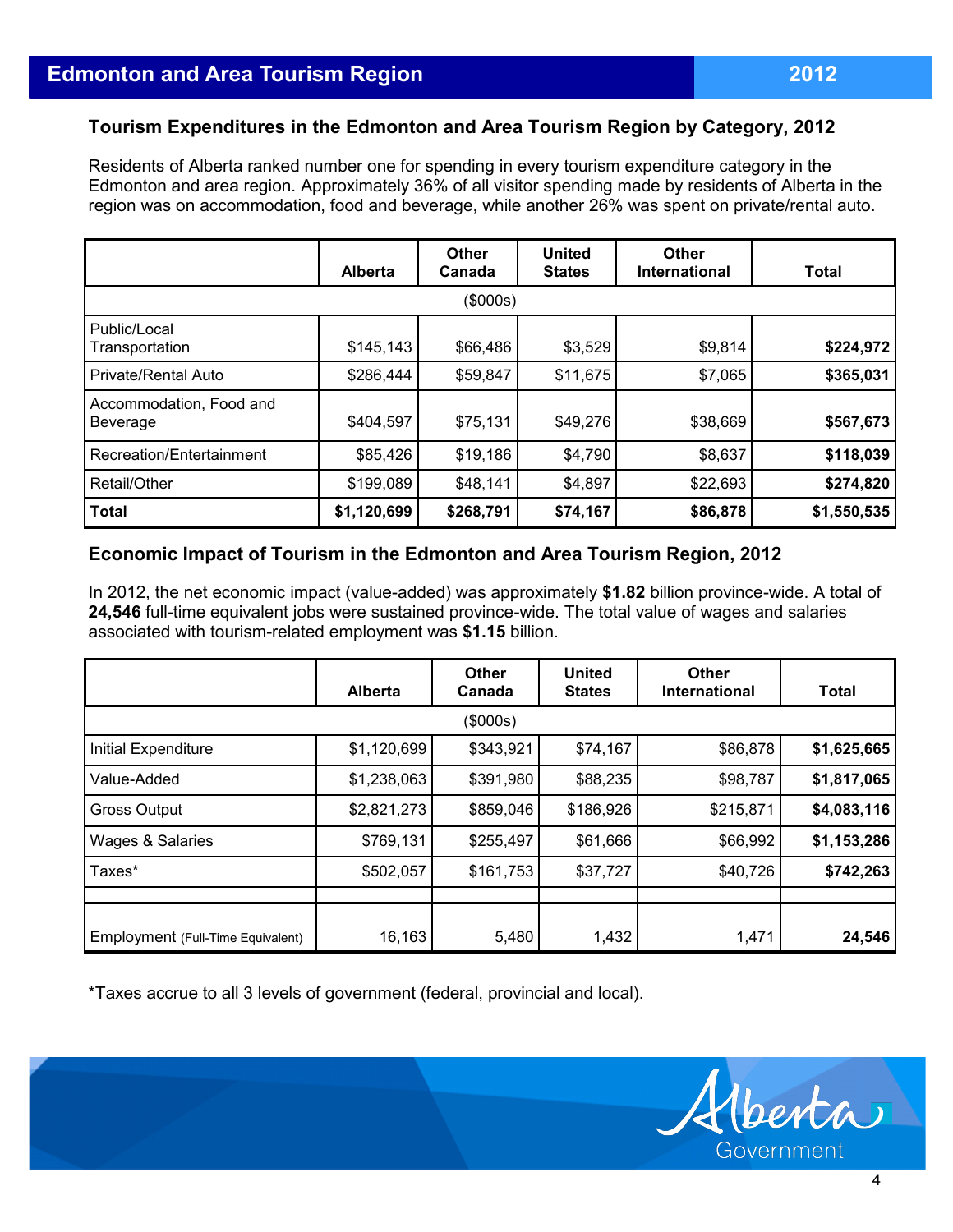## Edmonton and Area Tourism Region 2012

### Tourism Expenditures in the Edmonton and Area Tourism Region by Category, 2012

Residents of Alberta ranked number one for spending in every tourism expenditure category in the Edmonton and area region. Approximately 36% of all visitor spending made by residents of Alberta in the region was on accommodation, food and beverage, while another 26% was spent on private/rental auto.

| | Alberta | Other Canada | United States | Other International | Total |
|---|---|---|---|---|---|
| ($000s) | | | | | |
| Public/Local Transportation | $145,143 | $66,486 | $3,529 | $9,814 | **$224,972** |
| Private/Rental Auto | $286,444 | $59,847 | $11,675 | $7,065 | **$365,031** |
| Accommodation, Food and Beverage | $404,597 | $75,131 | $49,276 | $38,669 | **$567,673** |
| Recreation/Entertainment | $85,426 | $19,186 | $4,790 | $8,637 | **$118,039** |
| Retail/Other | $199,089 | $48,141 | $4,897 | $22,693 | **$274,820** |
| **Total** | **$1,120,699** | **$268,791** | **$74,167** | **$86,878** | **$1,550,535** |

### Economic Impact of Tourism in the Edmonton and Area Tourism Region, 2012

In 2012, the net economic impact (value-added) was approximately **$1.82** billion province-wide. A total of **24,546** full-time equivalent jobs were sustained province-wide. The total value of wages and salaries associated with tourism-related employment was **$1.15** billion.

| | Alberta | Other Canada | United States | Other International | Total |
|---|---|---|---|---|---|
| ($000s) | | | | | |
| Initial Expenditure | $1,120,699 | $343,921 | $74,167 | $86,878 | **$1,625,665** |
| Value-Added | $1,238,063 | $391,980 | $88,235 | $98,787 | **$1,817,065** |
| Gross Output | $2,821,273 | $859,046 | $186,926 | $215,871 | **$4,083,116** |
| Wages & Salaries | $769,131 | $255,497 | $61,666 | $66,992 | **$1,153,286** |
| Taxes* | $502,057 | $161,753 | $37,727 | $40,726 | **$742,263** |
| | | | | | |
| Employment (Full-Time Equivalent) | 16,163 | 5,480 | 1,432 | 1,471 | **24,546** |

*Taxes accrue to all 3 levels of government (federal, provincial and local).

Alberta Government